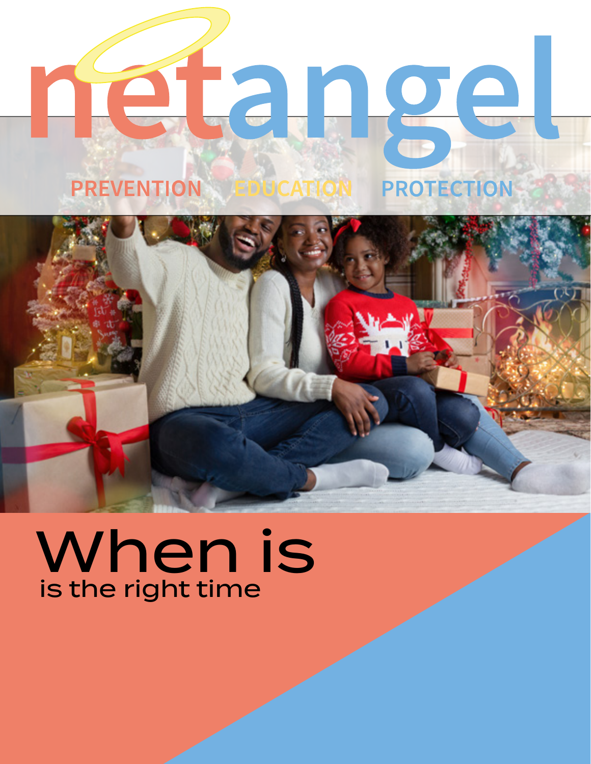# netangel

PREVENTION EDUCATION PROTECTION

# When is

is the right time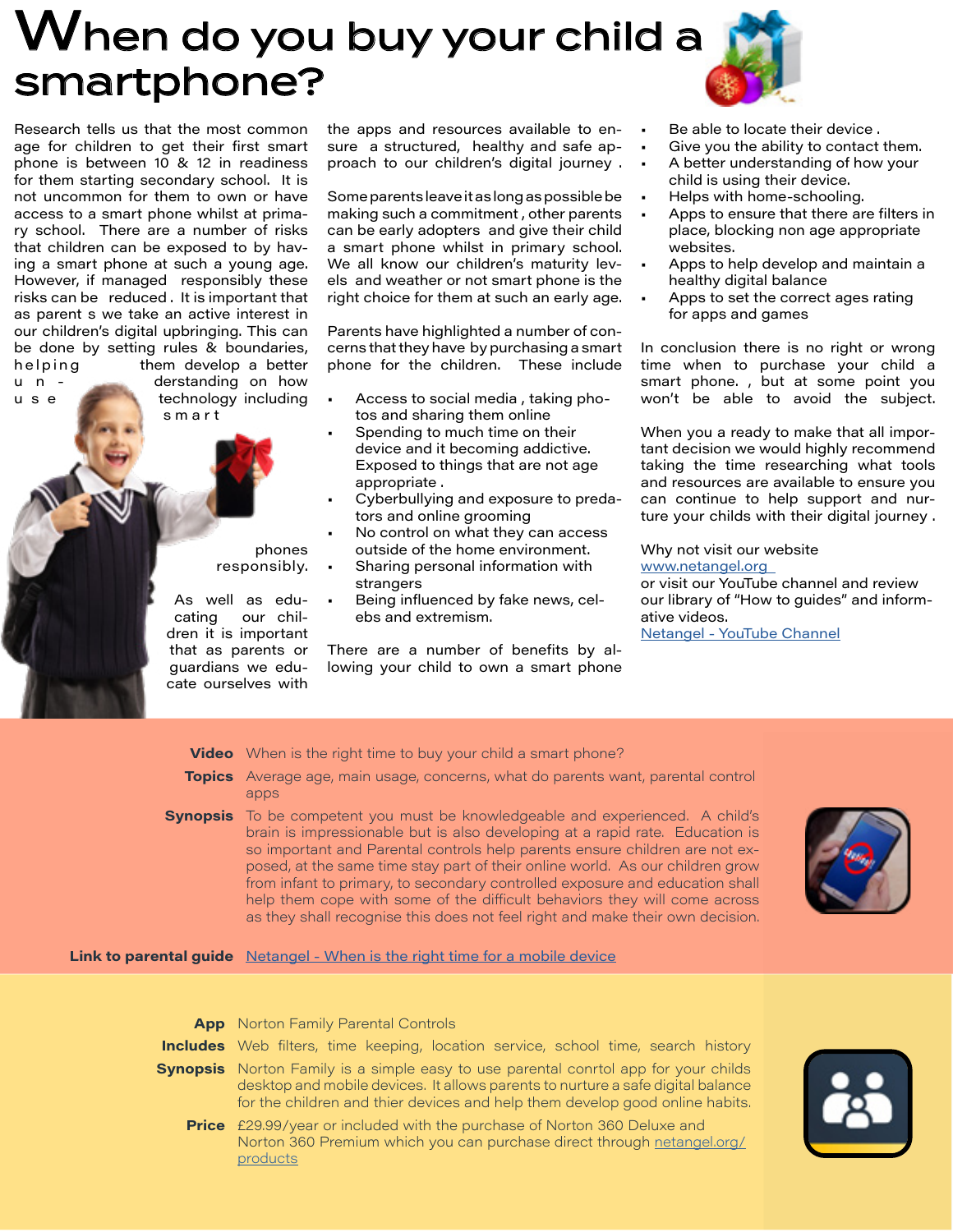# When do you buy your child a smartphone?

Research tells us that the most common age for children to get their first smart phone is between 10 & 12 in readiness for them starting secondary school. It is not uncommon for them to own or have access to a smart phone whilst at primary school. There are a number of risks that children can be exposed to by having a smart phone at such a young age. However, if managed responsibly these risks can be reduced . It is important that as parent s we take an active interest in our children's digital upbringing. This can be done by setting rules & boundaries, helping them develop a better understanding on how use technology including smart phones responsibly.

As well as educating our children it is important that as parents or guardians we educate ourselves with the apps and resources available to ensure a structured, healthy and safe approach to our children's digital journey .

Some parents leave it as long as possible be making such a commitment , other parents can be early adopters and give their child a smart phone whilst in primary school. We all know our children's maturity levels and weather or not smart phone is the right choice for them at such an early age.

Parents have highlighted a number of concerns that they have by purchasing a smart phone for the children. These include

- Access to social media , taking photos and sharing them online
- Spending to much time on their device and it becoming addictive. Exposed to things that are not age appropriate .
- Cyberbullying and exposure to predators and online grooming
- No control on what they can access outside of the home environment.
- Sharing personal information with strangers
- Being influenced by fake news, celebs and extremism.

There are a number of benefits by allowing your child to own a smart phone

- Be able to locate their device .
- Give you the ability to contact them.
- A better understanding of how your child is using their device.
- Helps with home-schooling.
- Apps to ensure that there are filters in place, blocking non age appropriate websites.
- Apps to help develop and maintain a healthy digital balance
- Apps to set the correct ages rating for apps and games

In conclusion there is no right or wrong time when to purchase your child a smart phone. , but at some point you won't be able to avoid the subject.

When you a ready to make that all important decision we would highly recommend taking the time researching what tools and resources are available to ensure you can continue to help support and nurture your childs with their digital journey .

Why not visit our website
www.netangel.org
or visit our YouTube channel and review our library of "How to guides" and informative videos.
Netangel - YouTube Channel

**Video** When is the right time to buy your child a smart phone?

**Topics** Average age, main usage, concerns, what do parents want, parental control apps

**Synopsis** To be competent you must be knowledgeable and experienced. A child's brain is impressionable but is also developing at a rapid rate. Education is so important and Parental controls help parents ensure children are not exposed, at the same time stay part of their online world. As our children grow from infant to primary, to secondary controlled exposure and education shall help them cope with some of the difficult behaviors they will come across as they shall recognise this does not feel right and make their own decision.

**Link to parental guide** Netangel - When is the right time for a mobile device

**App** Norton Family Parental Controls

**Includes** Web filters, time keeping, location service, school time, search history

**Synopsis** Norton Family is a simple easy to use parental conrtol app for your childs desktop and mobile devices. It allows parents to nurture a safe digital balance for the children and thier devices and help them develop good online habits.

**Price** £29.99/year or included with the purchase of Norton 360 Deluxe and Norton 360 Premium which you can purchase direct through netangel.org/products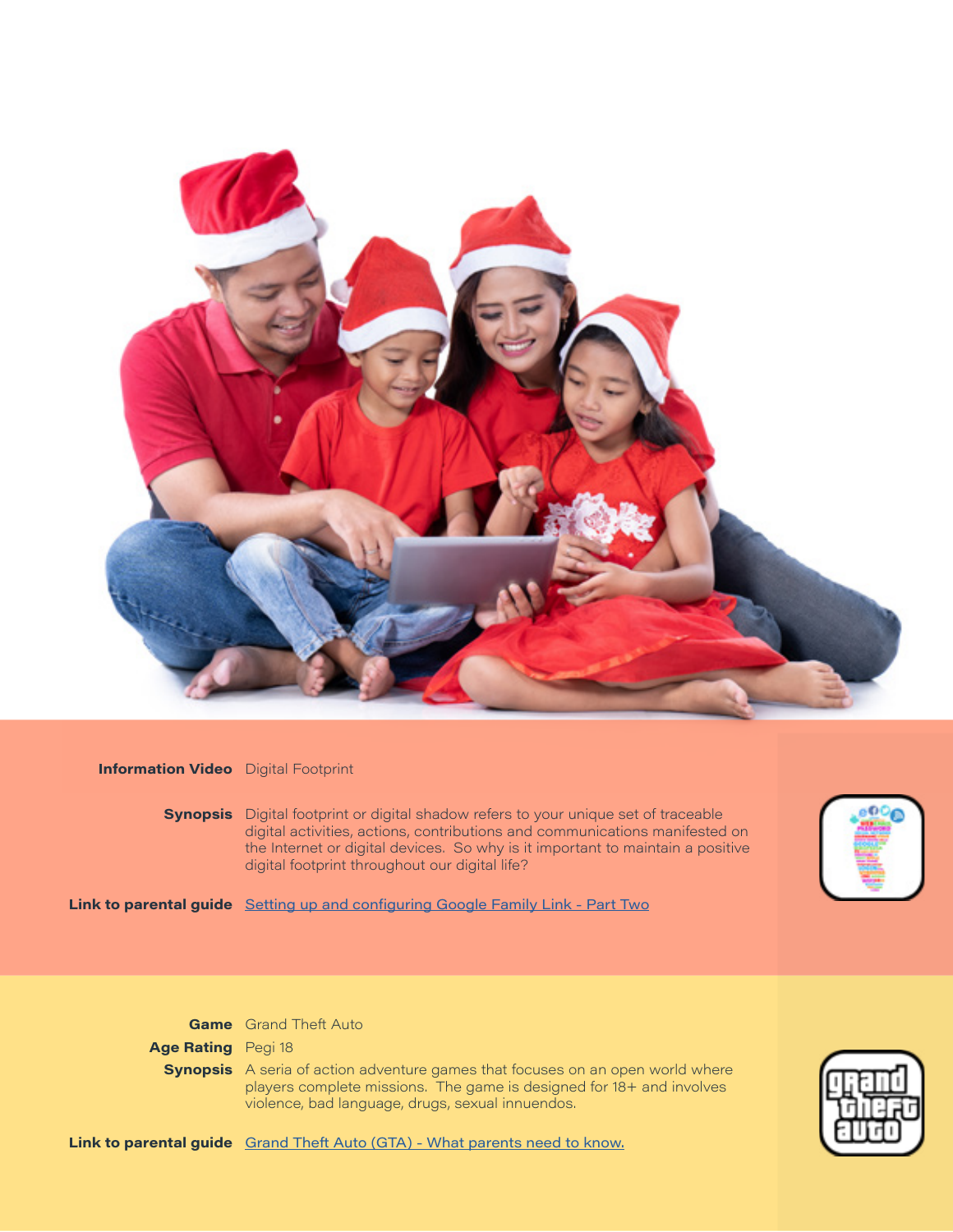**Information Video** Digital Footprint

**Synopsis** Digital footprint or digital shadow refers to your unique set of traceable digital activities, actions, contributions and communications manifested on the Internet or digital devices. So why is it important to maintain a positive digital footprint throughout our digital life?

**Link to parental guide** [Setting up and configuring Google Family Link - Part Two]()

**Game** Grand Theft Auto

**Age Rating** Pegi 18

**Synopsis** A seria of action adventure games that focuses on an open world where players complete missions. The game is designed for 18+ and involves violence, bad language, drugs, sexual innuendos.

**Link to parental guide** [Grand Theft Auto (GTA) - What parents need to know.]()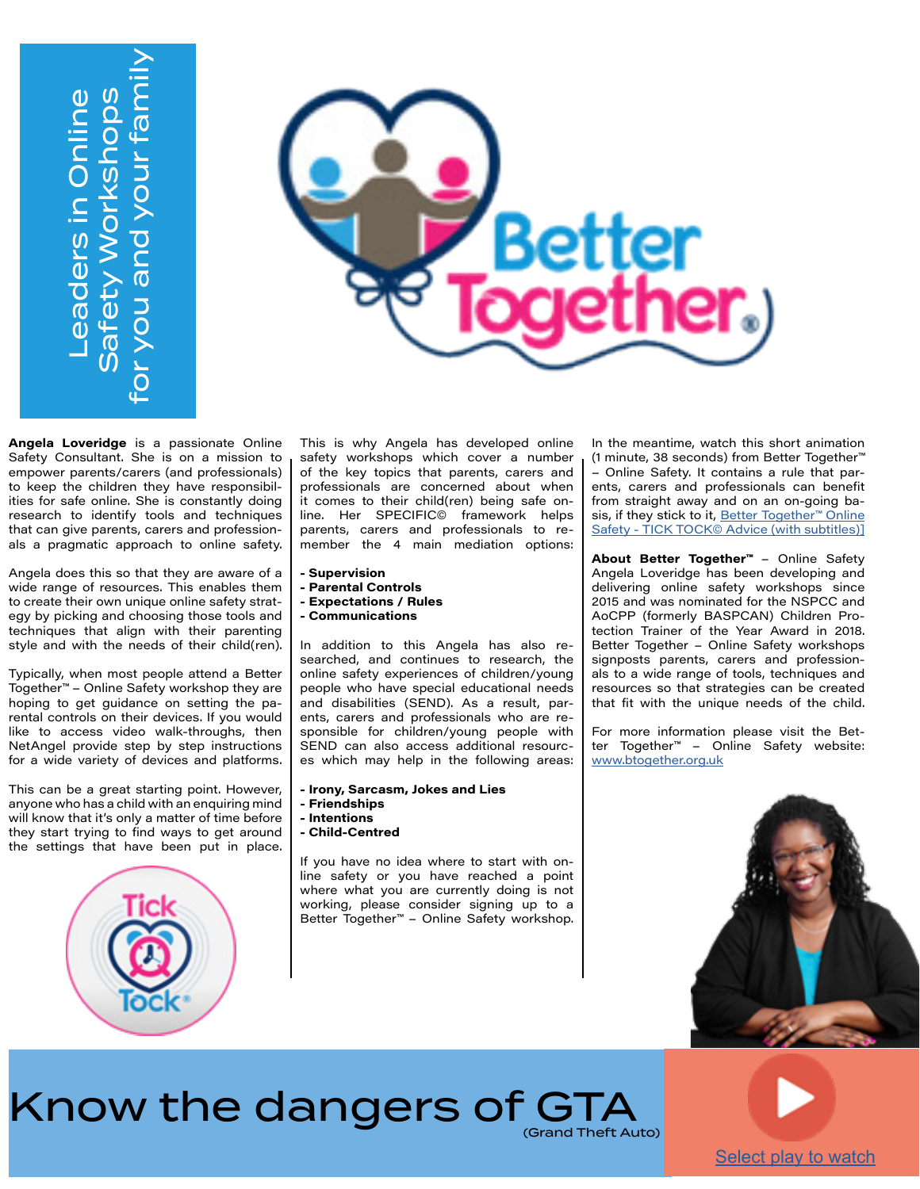# Leaders in Online Safety Workshops for you and your family

**Angela Loveridge** is a passionate Online Safety Consultant. She is on a mission to empower parents/carers (and professionals) to keep the children they have responsibilities for safe online. She is constantly doing research to identify tools and techniques that can give parents, carers and professionals a pragmatic approach to online safety.

Angela does this so that they are aware of a wide range of resources. This enables them to create their own unique online safety strategy by picking and choosing those tools and techniques that align with their parenting style and with the needs of their child(ren).

Typically, when most people attend a Better Together™ – Online Safety workshop they are hoping to get guidance on setting the parental controls on their devices. If you would like to access video walk-throughs, then NetAngel provide step by step instructions for a wide variety of devices and platforms.

This can be a great starting point. However, anyone who has a child with an enquiring mind will know that it's only a matter of time before they start trying to find ways to get around the settings that have been put in place.

This is why Angela has developed online safety workshops which cover a number of the key topics that parents, carers and professionals are concerned about when it comes to their child(ren) being safe online. Her SPECIFIC© framework helps parents, carers and professionals to remember the 4 main mediation options:

- **Supervision**
- **Parental Controls**
- **Expectations / Rules**
- **Communications**

In addition to this Angela has also researched, and continues to research, the online safety experiences of children/young people who have special educational needs and disabilities (SEND). As a result, parents, carers and professionals who are responsible for children/young people with SEND can also access additional resources which may help in the following areas:

- **Irony, Sarcasm, Jokes and Lies**
- **Friendships**
- **Intentions**
- **Child-Centred**

If you have no idea where to start with online safety or you have reached a point where what you are currently doing is not working, please consider signing up to a Better Together™ – Online Safety workshop.

In the meantime, watch this short animation (1 minute, 38 seconds) from Better Together™ – Online Safety. It contains a rule that parents, carers and professionals can benefit from straight away and on an on-going basis, if they stick to it, [Better Together™ Online Safety - TICK TOCK© Advice (with subtitles)]

**About Better Together™** – Online Safety Angela Loveridge has been developing and delivering online safety workshops since 2015 and was nominated for the NSPCC and AoCPP (formerly BASPCAN) Children Protection Trainer of the Year Award in 2018. Better Together – Online Safety workshops signposts parents, carers and professionals to a wide range of tools, techniques and resources so that strategies can be created that fit with the unique needs of the child.

For more information please visit the Better Together™ – Online Safety website: www.btogether.org.uk

## Know the dangers of GTA
(Grand Theft Auto)

Select play to watch